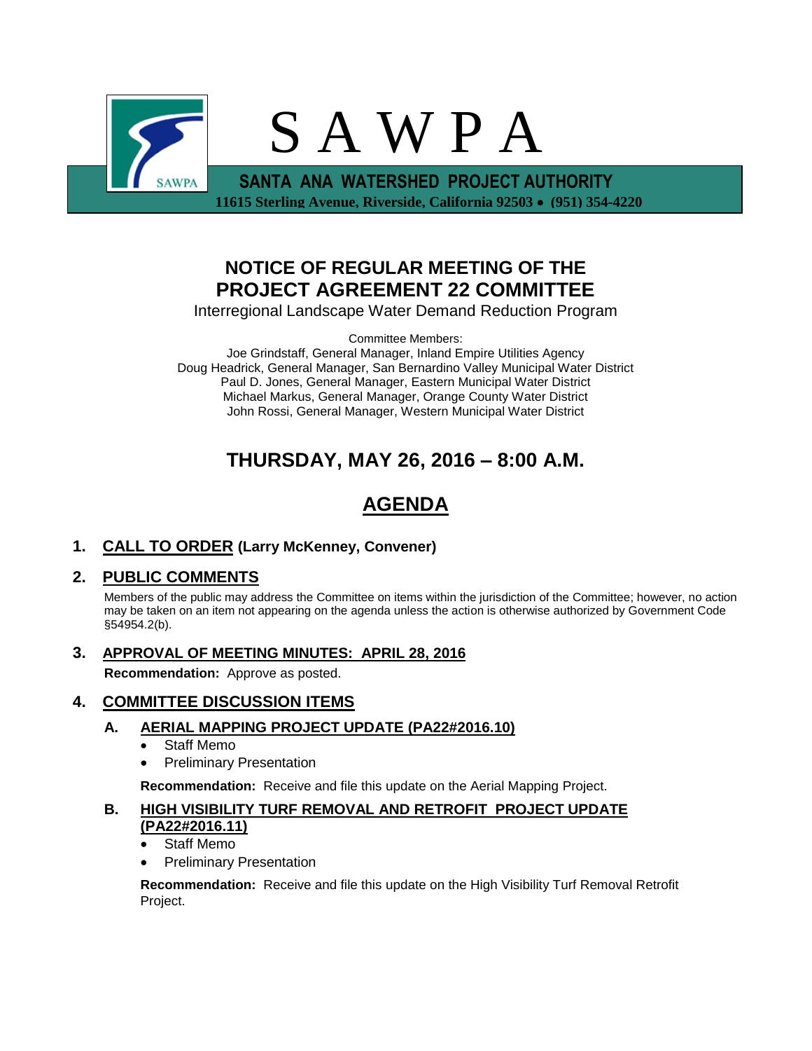# S A W P A

**SANTA ANA WATERSHED PROJECT AUTHORITY**

**11615 Sterling Avenue, Riverside, California 92503 • (951) 354-4220**

## NOTICE OF REGULAR MEETING OF THE PROJECT AGREEMENT 22 COMMITTEE

Interregional Landscape Water Demand Reduction Program

Committee Members:
Joe Grindstaff, General Manager, Inland Empire Utilities Agency
Doug Headrick, General Manager, San Bernardino Valley Municipal Water District
Paul D. Jones, General Manager, Eastern Municipal Water District
Michael Markus, General Manager, Orange County Water District
John Rossi, General Manager, Western Municipal Water District

## THURSDAY, MAY 26, 2016 – 8:00 A.M.

## AGENDA

### 1. CALL TO ORDER (Larry McKenney, Convener)

### 2. PUBLIC COMMENTS

Members of the public may address the Committee on items within the jurisdiction of the Committee; however, no action may be taken on an item not appearing on the agenda unless the action is otherwise authorized by Government Code §54954.2(b).

### 3. APPROVAL OF MEETING MINUTES: APRIL 28, 2016

**Recommendation:** Approve as posted.

### 4. COMMITTEE DISCUSSION ITEMS

#### A. AERIAL MAPPING PROJECT UPDATE (PA22#2016.10)

- Staff Memo
- Preliminary Presentation

**Recommendation:** Receive and file this update on the Aerial Mapping Project.

#### B. HIGH VISIBILITY TURF REMOVAL AND RETROFIT PROJECT UPDATE (PA22#2016.11)

- Staff Memo
- Preliminary Presentation

**Recommendation:** Receive and file this update on the High Visibility Turf Removal Retrofit Project.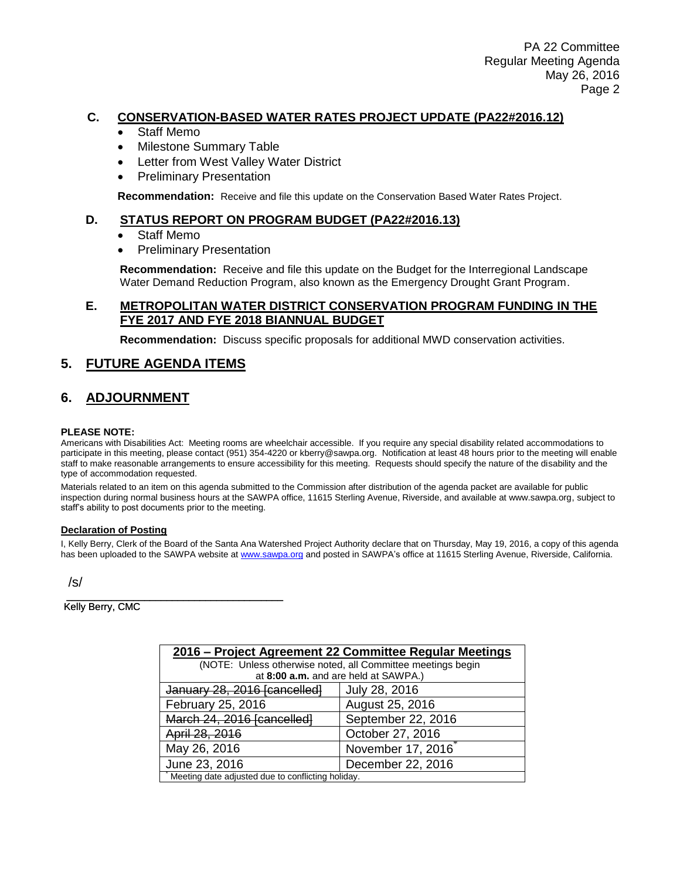### C. CONSERVATION-BASED WATER RATES PROJECT UPDATE (PA22#2016.12)

- Staff Memo
- Milestone Summary Table
- Letter from West Valley Water District
- Preliminary Presentation

**Recommendation:** Receive and file this update on the Conservation Based Water Rates Project.

### D. STATUS REPORT ON PROGRAM BUDGET (PA22#2016.13)

- Staff Memo
- Preliminary Presentation

**Recommendation:** Receive and file this update on the Budget for the Interregional Landscape Water Demand Reduction Program, also known as the Emergency Drought Grant Program.

### E. METROPOLITAN WATER DISTRICT CONSERVATION PROGRAM FUNDING IN THE FYE 2017 AND FYE 2018 BIANNUAL BUDGET

**Recommendation:** Discuss specific proposals for additional MWD conservation activities.

## 5. FUTURE AGENDA ITEMS

## 6. ADJOURNMENT

**PLEASE NOTE:**

Americans with Disabilities Act: Meeting rooms are wheelchair accessible. If you require any special disability related accommodations to participate in this meeting, please contact (951) 354-4220 or kberry@sawpa.org. Notification at least 48 hours prior to the meeting will enable staff to make reasonable arrangements to ensure accessibility for this meeting. Requests should specify the nature of the disability and the type of accommodation requested.

Materials related to an item on this agenda submitted to the Commission after distribution of the agenda packet are available for public inspection during normal business hours at the SAWPA office, 11615 Sterling Avenue, Riverside, and available at www.sawpa.org, subject to staff's ability to post documents prior to the meeting.

**Declaration of Posting**

I, Kelly Berry, Clerk of the Board of the Santa Ana Watershed Project Authority declare that on Thursday, May 19, 2016, a copy of this agenda has been uploaded to the SAWPA website at www.sawpa.org and posted in SAWPA's office at 11615 Sterling Avenue, Riverside, California.

/s/

Kelly Berry, CMC

| 2016 – Project Agreement 22 Committee Regular Meetings (NOTE: Unless otherwise noted, all Committee meetings begin at **8:00 a.m.** and are held at SAWPA.) | |
|---|---|
| ~~January 28, 2016 [cancelled]~~ | July 28, 2016 |
| February 25, 2016 | August 25, 2016 |
| ~~March 24, 2016 [cancelled]~~ | September 22, 2016 |
| ~~April 28, 2016~~ | October 27, 2016 |
| May 26, 2016 | November 17, 2016* |
| June 23, 2016 | December 22, 2016 |

* Meeting date adjusted due to conflicting holiday.